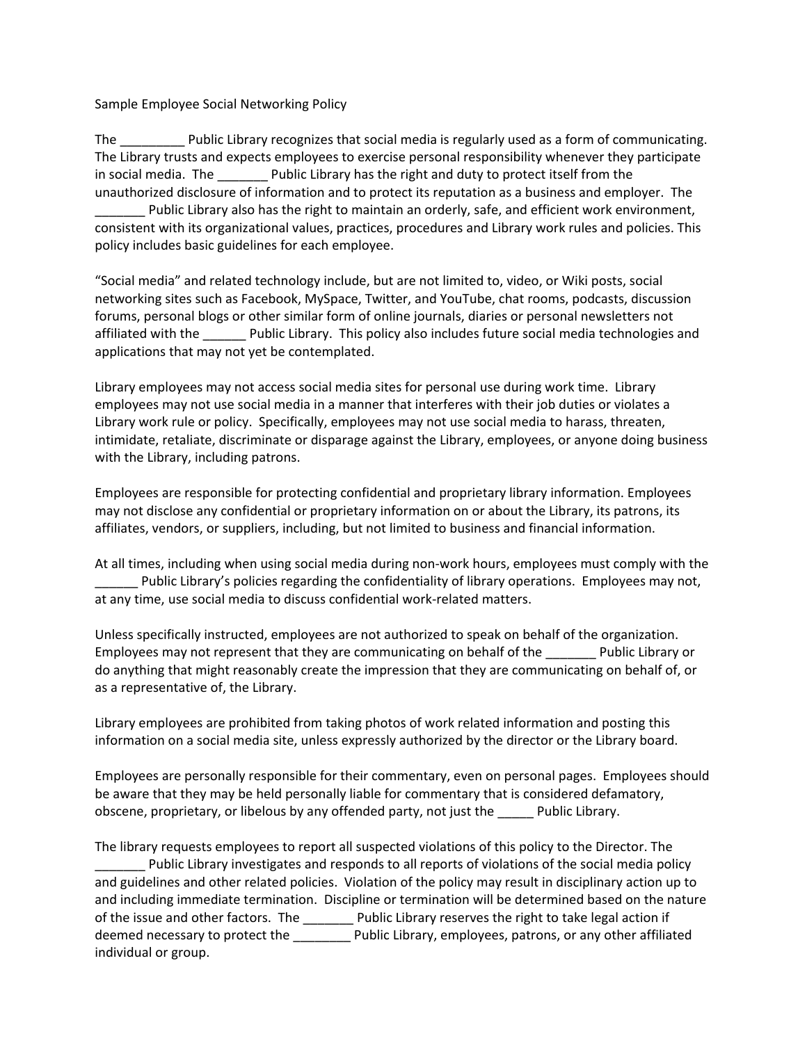Sample Employee Social Networking Policy

The _________ Public Library recognizes that social media is regularly used as a form of communicating. The Library trusts and expects employees to exercise personal responsibility whenever they participate in social media. The _______ Public Library has the right and duty to protect itself from the unauthorized disclosure of information and to protect its reputation as a business and employer. The _______ Public Library also has the right to maintain an orderly, safe, and efficient work environment, consistent with its organizational values, practices, procedures and Library work rules and policies. This policy includes basic guidelines for each employee.

"Social media" and related technology include, but are not limited to, video, or Wiki posts, social networking sites such as Facebook, MySpace, Twitter, and YouTube, chat rooms, podcasts, discussion forums, personal blogs or other similar form of online journals, diaries or personal newsletters not affiliated with the ______ Public Library. This policy also includes future social media technologies and applications that may not yet be contemplated.

Library employees may not access social media sites for personal use during work time. Library employees may not use social media in a manner that interferes with their job duties or violates a Library work rule or policy. Specifically, employees may not use social media to harass, threaten, intimidate, retaliate, discriminate or disparage against the Library, employees, or anyone doing business with the Library, including patrons.

Employees are responsible for protecting confidential and proprietary library information. Employees may not disclose any confidential or proprietary information on or about the Library, its patrons, its affiliates, vendors, or suppliers, including, but not limited to business and financial information.

At all times, including when using social media during non-work hours, employees must comply with the ______ Public Library's policies regarding the confidentiality of library operations. Employees may not, at any time, use social media to discuss confidential work-related matters.

Unless specifically instructed, employees are not authorized to speak on behalf of the organization. Employees may not represent that they are communicating on behalf of the _______ Public Library or do anything that might reasonably create the impression that they are communicating on behalf of, or as a representative of, the Library.

Library employees are prohibited from taking photos of work related information and posting this information on a social media site, unless expressly authorized by the director or the Library board.

Employees are personally responsible for their commentary, even on personal pages. Employees should be aware that they may be held personally liable for commentary that is considered defamatory, obscene, proprietary, or libelous by any offended party, not just the _____ Public Library.

The library requests employees to report all suspected violations of this policy to the Director. The _______ Public Library investigates and responds to all reports of violations of the social media policy and guidelines and other related policies. Violation of the policy may result in disciplinary action up to and including immediate termination. Discipline or termination will be determined based on the nature of the issue and other factors. The _______ Public Library reserves the right to take legal action if deemed necessary to protect the ________ Public Library, employees, patrons, or any other affiliated individual or group.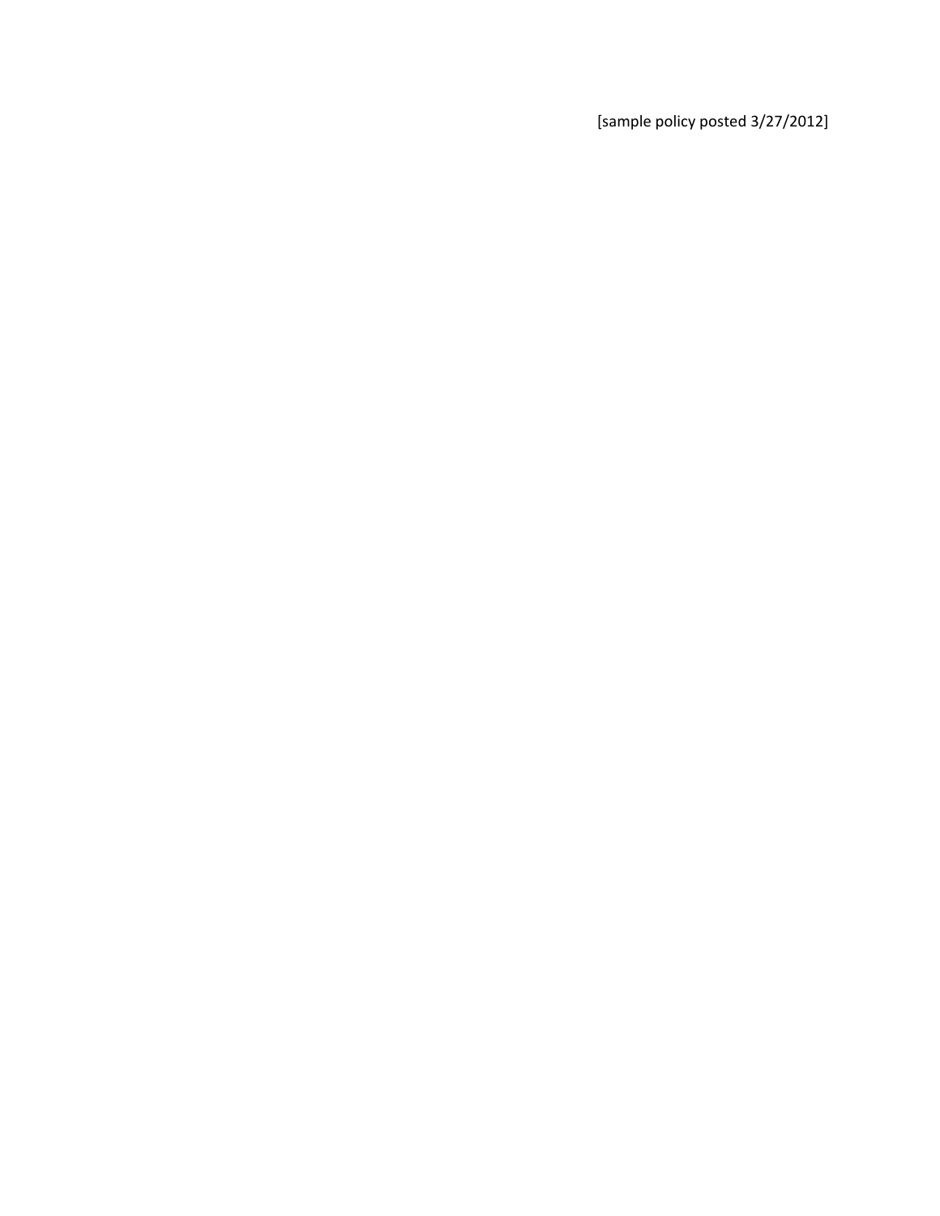[sample policy posted 3/27/2012]